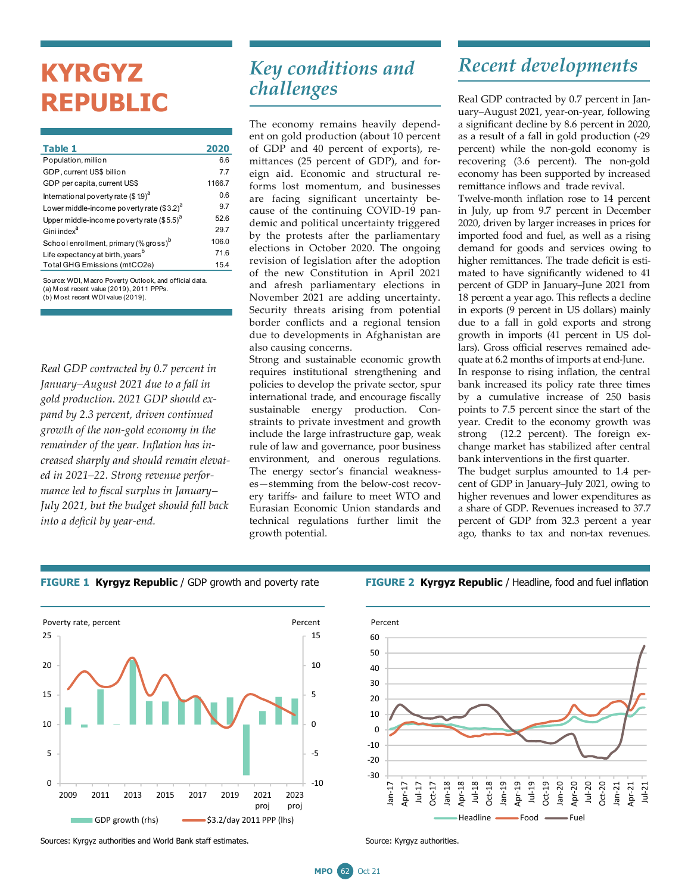# KYRGYZ REPUBLIC

| Table 1 | 2020 |
|---|---|
| Population, million | 6.6 |
| GDP, current US$ billion | 7.7 |
| GDP per capita, current US$ | 1166.7 |
| International poverty rate ($1.9)[a] | 0.6 |
| Lower middle-income poverty rate ($3.2)[a] | 9.7 |
| Upper middle-income poverty rate ($5.5)[a] | 52.6 |
| Gini index[a] | 29.7 |
| School enrollment, primary (% gross)[b] | 106.0 |
| Life expectancy at birth, years[b] | 71.6 |
| Total GHG Emissions (mtCO2e) | 15.4 |

Source: WDI, Macro Poverty Outlook, and official data.
(a) Most recent value (2019), 2011 PPPs.
(b) Most recent WDI value (2019).

*Real GDP contracted by 0.7 percent in January–August 2021 due to a fall in gold production. 2021 GDP should expand by 2.3 percent, driven continued growth of the non-gold economy in the remainder of the year. Inflation has increased sharply and should remain elevated in 2021–22. Strong revenue performance led to fiscal surplus in January–July 2021, but the budget should fall back into a deficit by year-end.*

## Key conditions and challenges

The economy remains heavily dependent on gold production (about 10 percent of GDP and 40 percent of exports), remittances (25 percent of GDP), and foreign aid. Economic and structural reforms lost momentum, and businesses are facing significant uncertainty because of the continuing COVID-19 pandemic and political uncertainty triggered by the protests after the parliamentary elections in October 2020. The ongoing revision of legislation after the adoption of the new Constitution in April 2021 and afresh parliamentary elections in November 2021 are adding uncertainty. Security threats arising from potential border conflicts and a regional tension due to developments in Afghanistan are also causing concerns.

Strong and sustainable economic growth requires institutional strengthening and policies to develop the private sector, spur international trade, and encourage fiscally sustainable energy production. Constraints to private investment and growth include the large infrastructure gap, weak rule of law and governance, poor business environment, and onerous regulations. The energy sector's financial weaknesses—stemming from the below-cost recovery tariffs- and failure to meet WTO and Eurasian Economic Union standards and technical regulations further limit the growth potential.

## Recent developments

Real GDP contracted by 0.7 percent in January–August 2021, year-on-year, following a significant decline by 8.6 percent in 2020, as a result of a fall in gold production (-29 percent) while the non-gold economy is recovering (3.6 percent). The non-gold economy has been supported by increased remittance inflows and trade revival.

Twelve-month inflation rose to 14 percent in July, up from 9.7 percent in December 2020, driven by larger increases in prices for imported food and fuel, as well as a rising demand for goods and services owing to higher remittances. The trade deficit is estimated to have significantly widened to 41 percent of GDP in January–June 2021 from 18 percent a year ago. This reflects a decline in exports (9 percent in US dollars) mainly due to a fall in gold exports and strong growth in imports (41 percent in US dollars). Gross official reserves remained adequate at 6.2 months of imports at end-June.

In response to rising inflation, the central bank increased its policy rate three times by a cumulative increase of 250 basis points to 7.5 percent since the start of the year. Credit to the economy growth was strong (12.2 percent). The foreign exchange market has stabilized after central bank interventions in the first quarter.

The budget surplus amounted to 1.4 percent of GDP in January–July 2021, owing to higher revenues and lower expenditures as a share of GDP. Revenues increased to 37.7 percent of GDP from 32.3 percent a year ago, thanks to tax and non-tax revenues.

**FIGURE 1 Kyrgyz Republic** / GDP growth and poverty rate

Sources: Kyrgyz authorities and World Bank staff estimates.

**FIGURE 2 Kyrgyz Republic** / Headline, food and fuel inflation

Source: Kyrgyz authorities.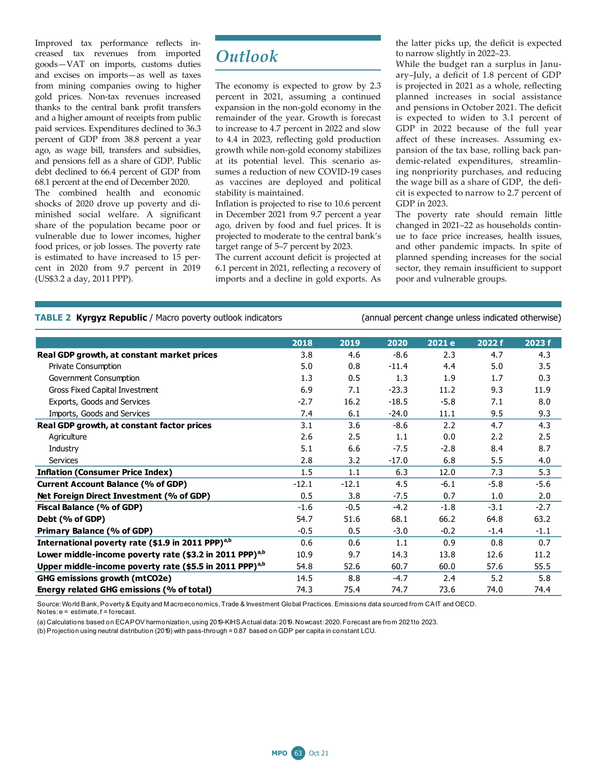Improved tax performance reflects increased tax revenues from imported goods—VAT on imports, customs duties and excises on imports—as well as taxes from mining companies owing to higher gold prices. Non-tax revenues increased thanks to the central bank profit transfers and a higher amount of receipts from public paid services. Expenditures declined to 36.3 percent of GDP from 38.8 percent a year ago, as wage bill, transfers and subsidies, and pensions fell as a share of GDP. Public debt declined to 66.4 percent of GDP from 68.1 percent at the end of December 2020.

The combined health and economic shocks of 2020 drove up poverty and diminished social welfare. A significant share of the population became poor or vulnerable due to lower incomes, higher food prices, or job losses. The poverty rate is estimated to have increased to 15 percent in 2020 from 9.7 percent in 2019 (US$3.2 a day, 2011 PPP).

## *Outlook*

The economy is expected to grow by 2.3 percent in 2021, assuming a continued expansion in the non-gold economy in the remainder of the year. Growth is forecast to increase to 4.7 percent in 2022 and slow to 4.4 in 2023, reflecting gold production growth while non-gold economy stabilizes at its potential level. This scenario assumes a reduction of new COVID-19 cases as vaccines are deployed and political stability is maintained.

Inflation is projected to rise to 10.6 percent in December 2021 from 9.7 percent a year ago, driven by food and fuel prices. It is projected to moderate to the central bank's target range of 5–7 percent by 2023.

The current account deficit is projected at 6.1 percent in 2021, reflecting a recovery of imports and a decline in gold exports. As the latter picks up, the deficit is expected to narrow slightly in 2022–23.

While the budget ran a surplus in January–July, a deficit of 1.8 percent of GDP is projected in 2021 as a whole, reflecting planned increases in social assistance and pensions in October 2021. The deficit is expected to widen to 3.1 percent of GDP in 2022 because of the full year affect of these increases. Assuming expansion of the tax base, rolling back pandemic-related expenditures, streamlining nonpriority purchases, and reducing the wage bill as a share of GDP, the deficit is expected to narrow to 2.7 percent of GDP in 2023.

The poverty rate should remain little changed in 2021–22 as households continue to face price increases, health issues, and other pandemic impacts. In spite of planned spending increases for the social sector, they remain insufficient to support poor and vulnerable groups.

**TABLE 2 Kyrgyz Republic** / Macro poverty outlook indicators (annual percent change unless indicated otherwise)

| | 2018 | 2019 | 2020 | 2021 e | 2022 f | 2023 f |
|---|---|---|---|---|---|---|
| **Real GDP growth, at constant market prices** | 3.8 | 4.6 | -8.6 | 2.3 | 4.7 | 4.3 |
| Private Consumption | 5.0 | 0.8 | -11.4 | 4.4 | 5.0 | 3.5 |
| Government Consumption | 1.3 | 0.5 | 1.3 | 1.9 | 1.7 | 0.3 |
| Gross Fixed Capital Investment | 6.9 | 7.1 | -23.3 | 11.2 | 9.3 | 11.9 |
| Exports, Goods and Services | -2.7 | 16.2 | -18.5 | -5.8 | 7.1 | 8.0 |
| Imports, Goods and Services | 7.4 | 6.1 | -24.0 | 11.1 | 9.5 | 9.3 |
| **Real GDP growth, at constant factor prices** | 3.1 | 3.6 | -8.6 | 2.2 | 4.7 | 4.3 |
| Agriculture | 2.6 | 2.5 | 1.1 | 0.0 | 2.2 | 2.5 |
| Industry | 5.1 | 6.6 | -7.5 | -2.8 | 8.4 | 8.7 |
| Services | 2.8 | 3.2 | -17.0 | 6.8 | 5.5 | 4.0 |
| **Inflation (Consumer Price Index)** | 1.5 | 1.1 | 6.3 | 12.0 | 7.3 | 5.3 |
| **Current Account Balance (% of GDP)** | -12.1 | -12.1 | 4.5 | -6.1 | -5.8 | -5.6 |
| **Net Foreign Direct Investment (% of GDP)** | 0.5 | 3.8 | -7.5 | 0.7 | 1.0 | 2.0 |
| **Fiscal Balance (% of GDP)** | -1.6 | -0.5 | -4.2 | -1.8 | -3.1 | -2.7 |
| **Debt (% of GDP)** | 54.7 | 51.6 | 68.1 | 66.2 | 64.8 | 63.2 |
| **Primary Balance (% of GDP)** | -0.5 | 0.5 | -3.0 | -0.2 | -1.4 | -1.1 |
| **International poverty rate ($1.9 in 2011 PPP)[a,b]** | 0.6 | 0.6 | 1.1 | 0.9 | 0.8 | 0.7 |
| **Lower middle-income poverty rate ($3.2 in 2011 PPP)[a,b]** | 10.9 | 9.7 | 14.3 | 13.8 | 12.6 | 11.2 |
| **Upper middle-income poverty rate ($5.5 in 2011 PPP)[a,b]** | 54.8 | 52.6 | 60.7 | 60.0 | 57.6 | 55.5 |
| **GHG emissions growth (mtCO2e)** | 14.5 | 8.8 | -4.7 | 2.4 | 5.2 | 5.8 |
| **Energy related GHG emissions (% of total)** | 74.3 | 75.4 | 74.7 | 73.6 | 74.0 | 74.4 |

Source: World Bank, Poverty & Equity and Macroeconomics, Trade & Investment Global Practices. Emissions data sourced from CAIT and OECD.
Notes: e = estimate, f = forecast.

(a) Calculations based on ECAPOV harmonization, using 2019-KIHS.Actual data: 2019. Nowcast: 2020. Forecast are from 2021to 2023.
(b) Projection using neutral distribution (2019) with pass-through = 0.87 based on GDP per capita in constant LCU.